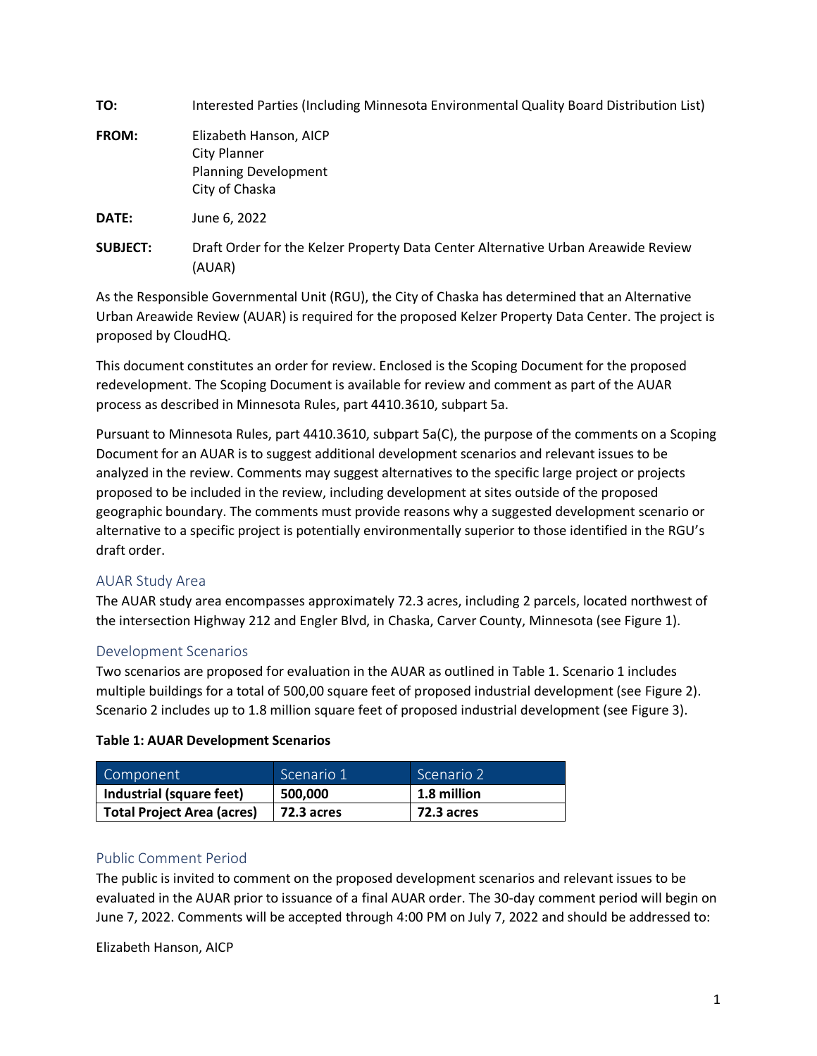**TO:** Interested Parties (Including Minnesota Environmental Quality Board Distribution List)

**FROM:** Elizabeth Hanson, AICP
City Planner
Planning Development
City of Chaska

**DATE:** June 6, 2022

**SUBJECT:** Draft Order for the Kelzer Property Data Center Alternative Urban Areawide Review (AUAR)

As the Responsible Governmental Unit (RGU), the City of Chaska has determined that an Alternative Urban Areawide Review (AUAR) is required for the proposed Kelzer Property Data Center. The project is proposed by CloudHQ.

This document constitutes an order for review. Enclosed is the Scoping Document for the proposed redevelopment. The Scoping Document is available for review and comment as part of the AUAR process as described in Minnesota Rules, part 4410.3610, subpart 5a.

Pursuant to Minnesota Rules, part 4410.3610, subpart 5a(C), the purpose of the comments on a Scoping Document for an AUAR is to suggest additional development scenarios and relevant issues to be analyzed in the review. Comments may suggest alternatives to the specific large project or projects proposed to be included in the review, including development at sites outside of the proposed geographic boundary. The comments must provide reasons why a suggested development scenario or alternative to a specific project is potentially environmentally superior to those identified in the RGU's draft order.

## AUAR Study Area

The AUAR study area encompasses approximately 72.3 acres, including 2 parcels, located northwest of the intersection Highway 212 and Engler Blvd, in Chaska, Carver County, Minnesota (see Figure 1).

## Development Scenarios

Two scenarios are proposed for evaluation in the AUAR as outlined in Table 1. Scenario 1 includes multiple buildings for a total of 500,00 square feet of proposed industrial development (see Figure 2). Scenario 2 includes up to 1.8 million square feet of proposed industrial development (see Figure 3).

**Table 1: AUAR Development Scenarios**

| Component | Scenario 1 | Scenario 2 |
| --- | --- | --- |
| **Industrial (square feet)** | **500,000** | **1.8 million** |
| **Total Project Area (acres)** | **72.3 acres** | **72.3 acres** |

## Public Comment Period

The public is invited to comment on the proposed development scenarios and relevant issues to be evaluated in the AUAR prior to issuance of a final AUAR order. The 30-day comment period will begin on June 7, 2022. Comments will be accepted through 4:00 PM on July 7, 2022 and should be addressed to:

Elizabeth Hanson, AICP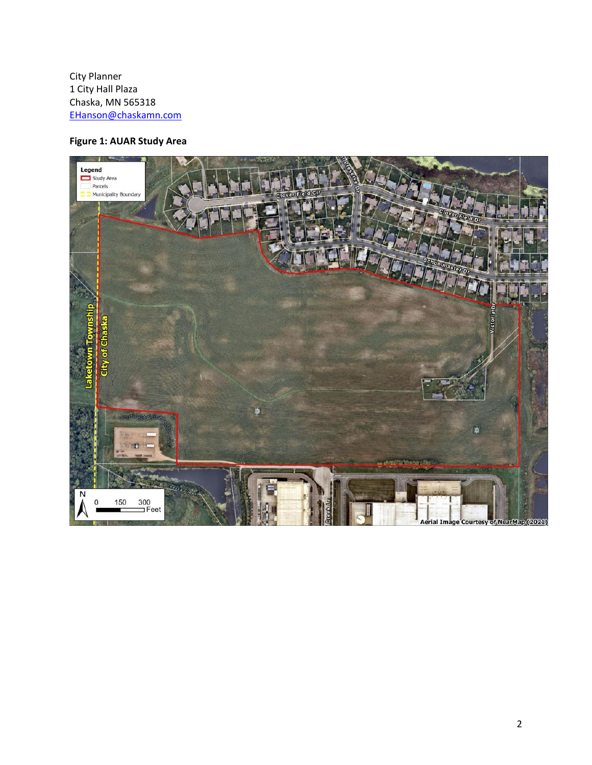City Planner
1 City Hall Plaza
Chaska, MN 565318
EHanson@chaskamn.com

**Figure 1: AUAR Study Area**

Legend
Study Area
Parcels
Municipality Boundary

Clover Field Cir
Preserve Dr
Clover Field Dr
Schoolmaster Dr
Victoria Dr
Laketown Township
City of Chaska
Chaska Creek
Creek Ln

N
0 150 300
Feet

Aerial Image Courtesy of NearMap (2021)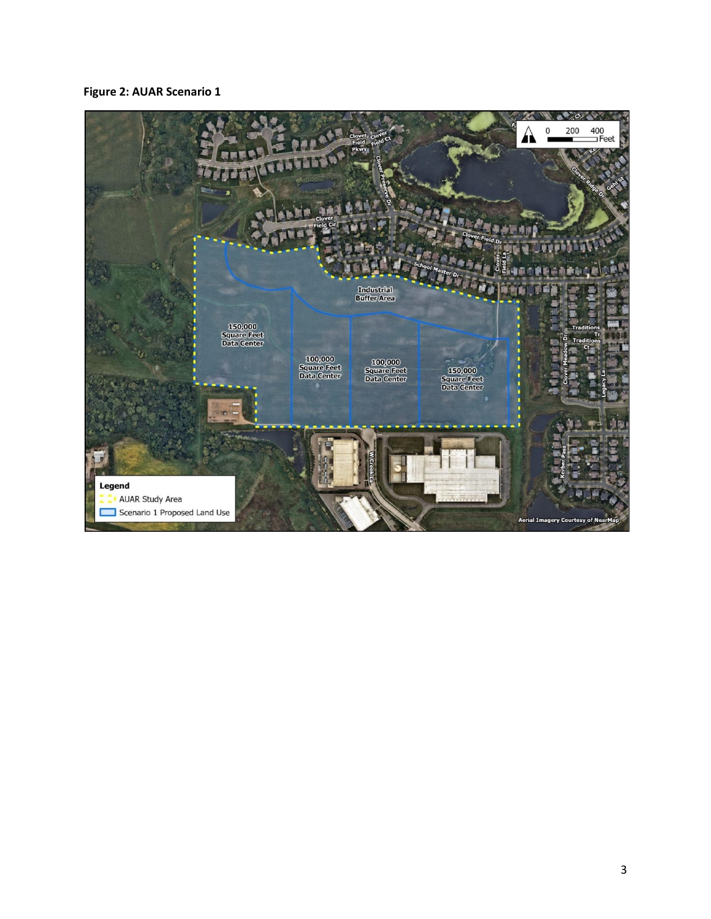**Figure 2: AUAR Scenario 1**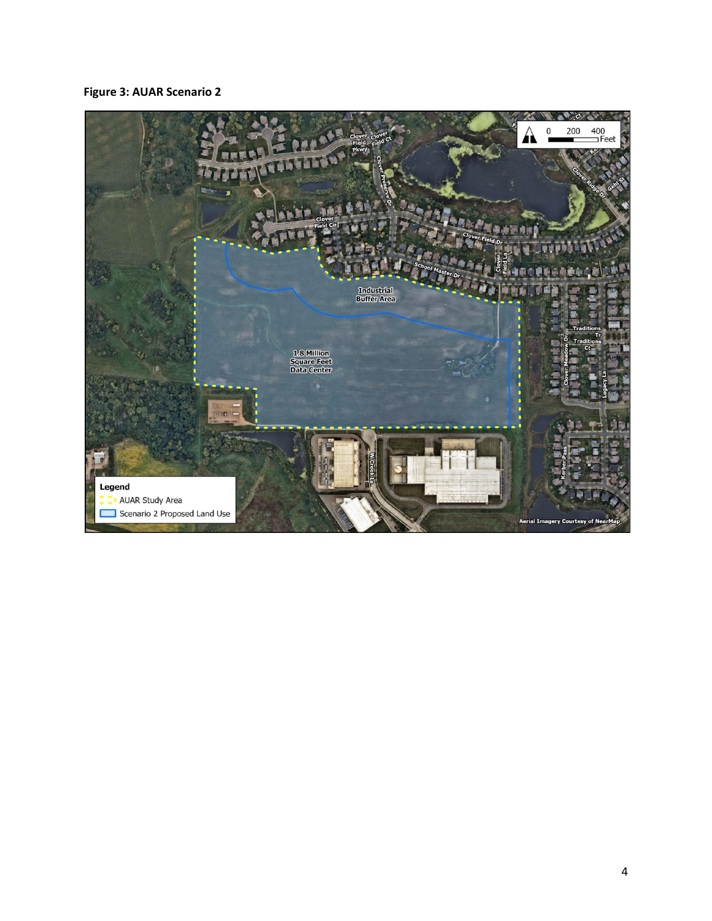**Figure 3: AUAR Scenario 2**

0 200 400
Feet

Clover Field Pkwy
Clover Field Ct
Clover Preserve Dr
Clover Ridge Dr
Gehl St
Clover Field Cir
Clover Field Dr
School Master Dr
Clover Field La
Industrial Buffer Area
Traditions Tr
Traditions Ct
Clover Meadow Dr
Legacy La
1.8 Million Square Feet Data Center
W Creek La
Kerber Pass

Legend
AUAR Study Area
Scenario 2 Proposed Land Use

Aerial Imagery Courtesy of NearMap